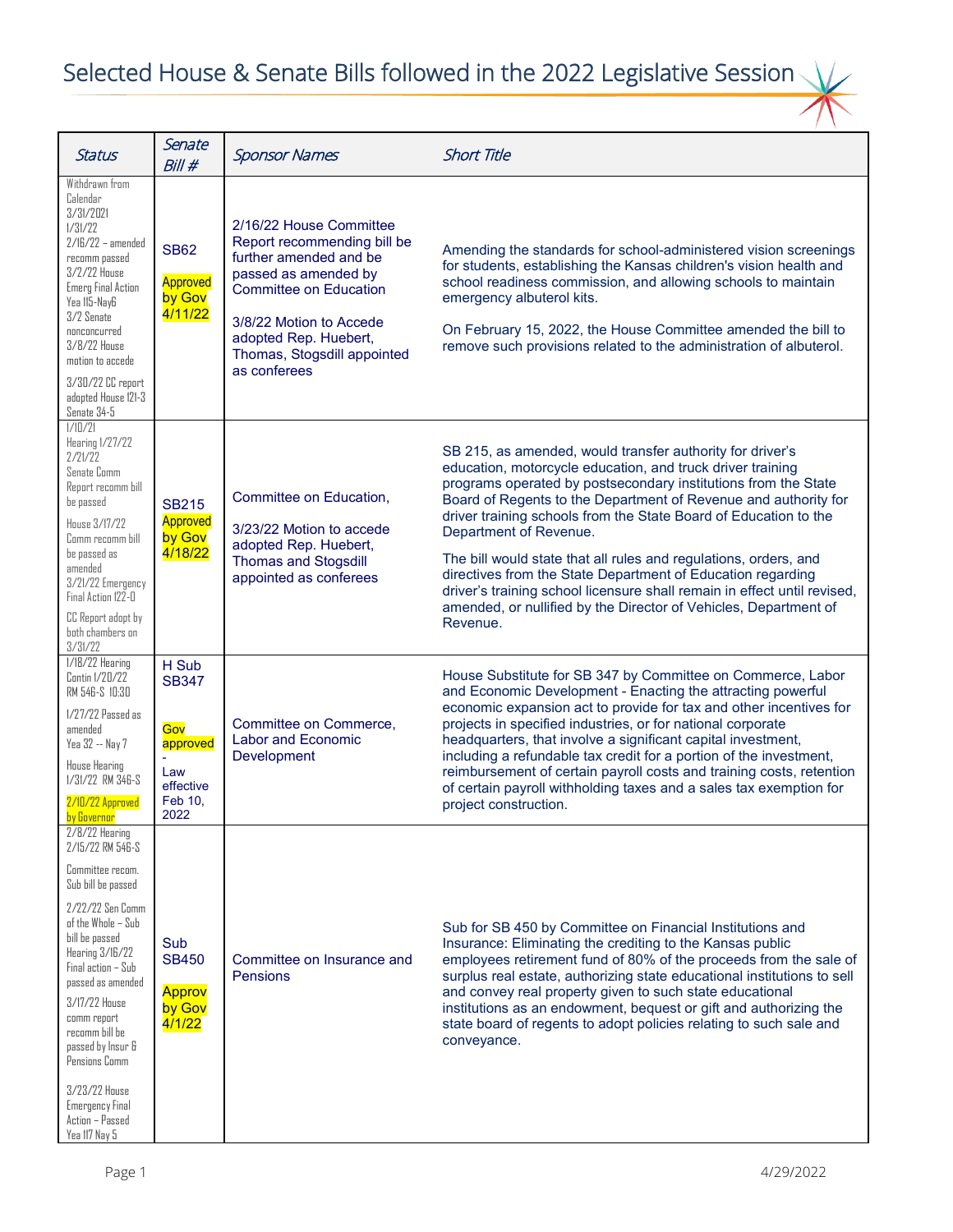# Selected House & Senate Bills followed in the 2022 Legislative Session

| *Status* | *Senate Bill #* | *Sponsor Names* | *Short Title* |
|---|---|---|---|
| Withdrawn from Calendar 3/31/2021 1/31/22 2/16/22 – amended recomm passed 3/2/22 House Emerg Final Action Yea 115-Nay6 3/2 Senate nonconcurred 3/8/22 House motion to accede 3/30/22 CC report adopted House 121-3 Senate 34-5 | SB62 Approved by Gov 4/11/22 | 2/16/22 House Committee Report recommending bill be further amended and be passed as amended by Committee on Education<br><br>3/8/22 Motion to Accede adopted Rep. Huebert, Thomas, Stogsdill appointed as conferees | Amending the standards for school-administered vision screenings for students, establishing the Kansas children's vision health and school readiness commission, and allowing schools to maintain emergency albuterol kits.<br><br>On February 15, 2022, the House Committee amended the bill to remove such provisions related to the administration of albuterol. |
| 1/10/21 Hearing 1/27/22 2/21/22 Senate Comm Report recomm bill be passed House 3/17/22 Comm recomm bill be passed as amended 3/21/22 Emergency Final Action 122-0 CC Report adopt by both chambers on 3/31/22 | SB215 Approved by Gov 4/18/22 | Committee on Education,<br><br>3/23/22 Motion to accede adopted Rep. Huebert, Thomas and Stogsdill appointed as conferees | SB 215, as amended, would transfer authority for driver's education, motorcycle education, and truck driver training programs operated by postsecondary institutions from the State Board of Regents to the Department of Revenue and authority for driver training schools from the State Board of Education to the Department of Revenue.<br><br>The bill would state that all rules and regulations, orders, and directives from the State Department of Education regarding driver's training school licensure shall remain in effect until revised, amended, or nullified by the Director of Vehicles, Department of Revenue. |
| 1/18/22 Hearing Contin 1/20/22 RM 546-S 10:30 1/27/22 Passed as amended Yea 32 -- Nay 7 House Hearing 1/31/22 RM 346-S 2/10/22 Approved by Governor | H Sub SB347<br><br>Gov approved - Law effective Feb 10, 2022 | Committee on Commerce, Labor and Economic Development | House Substitute for SB 347 by Committee on Commerce, Labor and Economic Development - Enacting the attracting powerful economic expansion act to provide for tax and other incentives for projects in specified industries, or for national corporate headquarters, that involve a significant capital investment, including a refundable tax credit for a portion of the investment, reimbursement of certain payroll costs and training costs, retention of certain payroll withholding taxes and a sales tax exemption for project construction. |
| 2/8/22 Hearing 2/15/22 RM 546-S Committee recom. Sub bill be passed 2/22/22 Sen Comm of the Whole – Sub bill be passed Hearing 3/16/22 Final action – Sub passed as amended 3/17/22 House comm report recomm bill be passed by Insur & Pensions Comm 3/23/22 House Emergency Final Action – Passed Yea 117 Nay 5 | Sub SB450<br><br>Approv by Gov 4/1/22 | Committee on Insurance and Pensions | Sub for SB 450 by Committee on Financial Institutions and Insurance: Eliminating the crediting to the Kansas public employees retirement fund of 80% of the proceeds from the sale of surplus real estate, authorizing state educational institutions to sell and convey real property given to such state educational institutions as an endowment, bequest or gift and authorizing the state board of regents to adopt policies relating to such sale and conveyance. |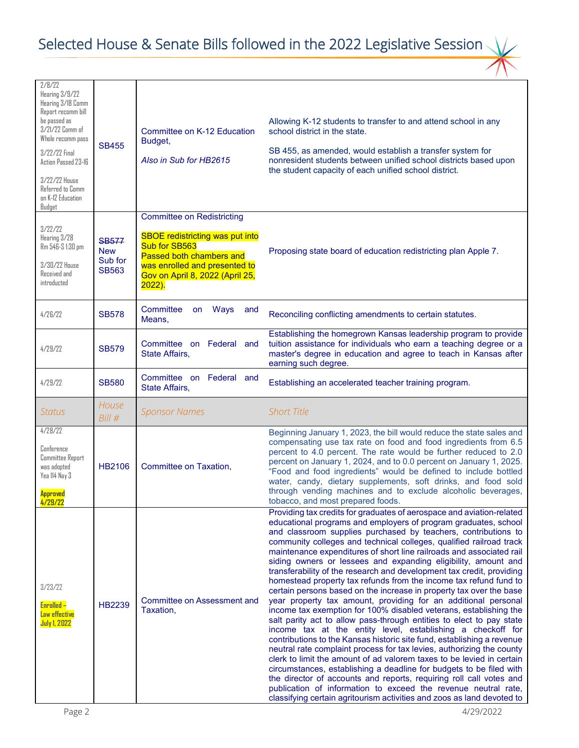# Selected House & Senate Bills followed in the 2022 Legislative Session

| | | | |
|---|---|---|---|
| 2/8/22 Hearing 3/9/22 Hearing 3/18 Comm Report recomm bill be passed as 3/21/22 Comm of Whole recomm pass 3/22/22 Final Action Passed 23-16 3/22/22 House Referred to Comm on K-12 Education Budget | SB455 | Committee on K-12 Education Budget, *Also in Sub for HB2615* | Allowing K-12 students to transfer to and attend school in any school district in the state. SB 455, as amended, would establish a transfer system for nonresident students between unified school districts based upon the student capacity of each unified school district. |
| 3/22/22 Hearing 3/28 Rm 546-S 1:30 pm 3/30/22 House Received and introduced | ~~SB577~~ New Sub for SB563 | Committee on Redistricting SBOE redistricting was put into Sub for SB563 Passed both chambers and was enrolled and presented to Gov on April 8, 2022 (April 25, 2022). | Proposing state board of education redistricting plan Apple 7. |
| 4/26/22 | SB578 | Committee on Ways and Means, | Reconciling conflicting amendments to certain statutes. |
| 4/29/22 | SB579 | Committee on Federal and State Affairs, | Establishing the homegrown Kansas leadership program to provide tuition assistance for individuals who earn a teaching degree or a master's degree in education and agree to teach in Kansas after earning such degree. |
| 4/29/22 | SB580 | Committee on Federal and State Affairs, | Establishing an accelerated teacher training program. |
| *Status* | *House Bill #* | *Sponsor Names* | *Short Title* |
| 4/28/22 Conference Committee Report was adopted Yea 114 Nay 3 **Approved 4/29/22** | HB2106 | Committee on Taxation, | Beginning January 1, 2023, the bill would reduce the state sales and compensating use tax rate on food and food ingredients from 6.5 percent to 4.0 percent. The rate would be further reduced to 2.0 percent on January 1, 2024, and to 0.0 percent on January 1, 2025. "Food and food ingredients" would be defined to include bottled water, candy, dietary supplements, soft drinks, and food sold through vending machines and to exclude alcoholic beverages, tobacco, and most prepared foods. |
| 3/23/22 **Enrolled – Law effective July 1, 2022** | HB2239 | Committee on Assessment and Taxation, | Providing tax credits for graduates of aerospace and aviation-related educational programs and employers of program graduates, school and classroom supplies purchased by teachers, contributions to community colleges and technical colleges, qualified railroad track maintenance expenditures of short line railroads and associated rail siding owners or lessees and expanding eligibility, amount and transferability of the research and development tax credit, providing homestead property tax refunds from the income tax refund fund to certain persons based on the increase in property tax over the base year property tax amount, providing for an additional personal income tax exemption for 100% disabled veterans, establishing the salt parity act to allow pass-through entities to elect to pay state income tax at the entity level, establishing a checkoff for contributions to the Kansas historic site fund, establishing a revenue neutral rate complaint process for tax levies, authorizing the county clerk to limit the amount of ad valorem taxes to be levied in certain circumstances, establishing a deadline for budgets to be filed with the director of accounts and reports, requiring roll call votes and publication of information to exceed the revenue neutral rate, classifying certain agritourism activities and zoos as land devoted to |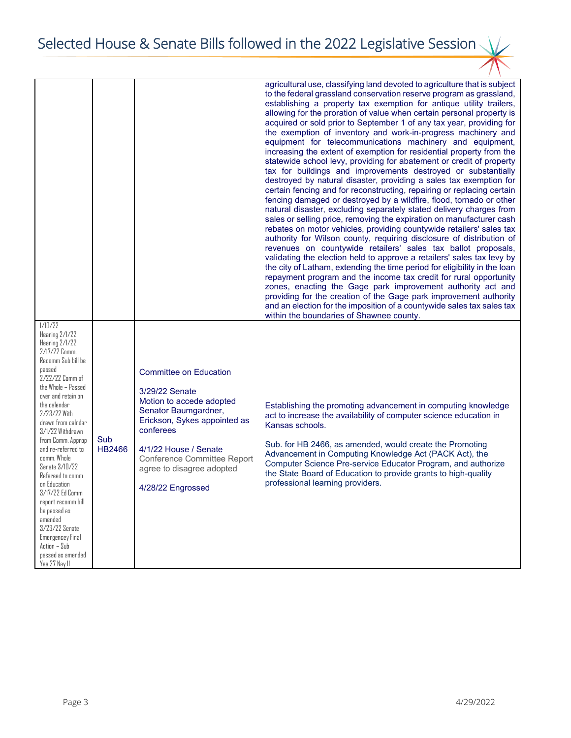| | | | |
|---|---|---|---|
| | | | agricultural use, classifying land devoted to agriculture that is subject to the federal grassland conservation reserve program as grassland, establishing a property tax exemption for antique utility trailers, allowing for the proration of value when certain personal property is acquired or sold prior to September 1 of any tax year, providing for the exemption of inventory and work-in-progress machinery and equipment for telecommunications machinery and equipment, increasing the extent of exemption for residential property from the statewide school levy, providing for abatement or credit of property tax for buildings and improvements destroyed or substantially destroyed by natural disaster, providing a sales tax exemption for certain fencing and for reconstructing, repairing or replacing certain fencing damaged or destroyed by a wildfire, flood, tornado or other natural disaster, excluding separately stated delivery charges from sales or selling price, removing the expiration on manufacturer cash rebates on motor vehicles, providing countywide retailers' sales tax authority for Wilson county, requiring disclosure of distribution of revenues on countywide retailers' sales tax ballot proposals, validating the election held to approve a retailers' sales tax levy by the city of Latham, extending the time period for eligibility in the loan repayment program and the income tax credit for rural opportunity zones, enacting the Gage park improvement authority act and providing for the creation of the Gage park improvement authority and an election for the imposition of a countywide sales tax sales tax within the boundaries of Shawnee county. |
| 1/10/22<br>Hearing 2/1/22<br>Hearing 2/1/22<br>2/17/22 Comm. Recomm Sub bill be passed<br>2/22/22 Comm of the Whole – Passed over and retain on the calendar<br>2/23/22 With drawn from calndar<br>3/1/22 Withdrawn from Comm. Approp and re-referred to comm. Whole Senate 3/10/22<br>Refereed to comm on Education<br>3/17/22 Ed Comm report recomm bill be passed as amended<br>3/23/22 Senate Emergency Final Action – Sub passed as amended Yea 27 Nay 11 | Sub HB2466 | Committee on Education<br><br>3/29/22 Senate Motion to accede adopted Senator Baumgardner, Erickson, Sykes appointed as conferees<br><br>4/1/22 House / Senate Conference Committee Report agree to disagree adopted<br><br>4/28/22 Engrossed | Establishing the promoting advancement in computing knowledge act to increase the availability of computer science education in Kansas schools.<br><br>Sub. for HB 2466, as amended, would create the Promoting Advancement in Computing Knowledge Act (PACK Act), the Computer Science Pre-service Educator Program, and authorize the State Board of Education to provide grants to high-quality professional learning providers. |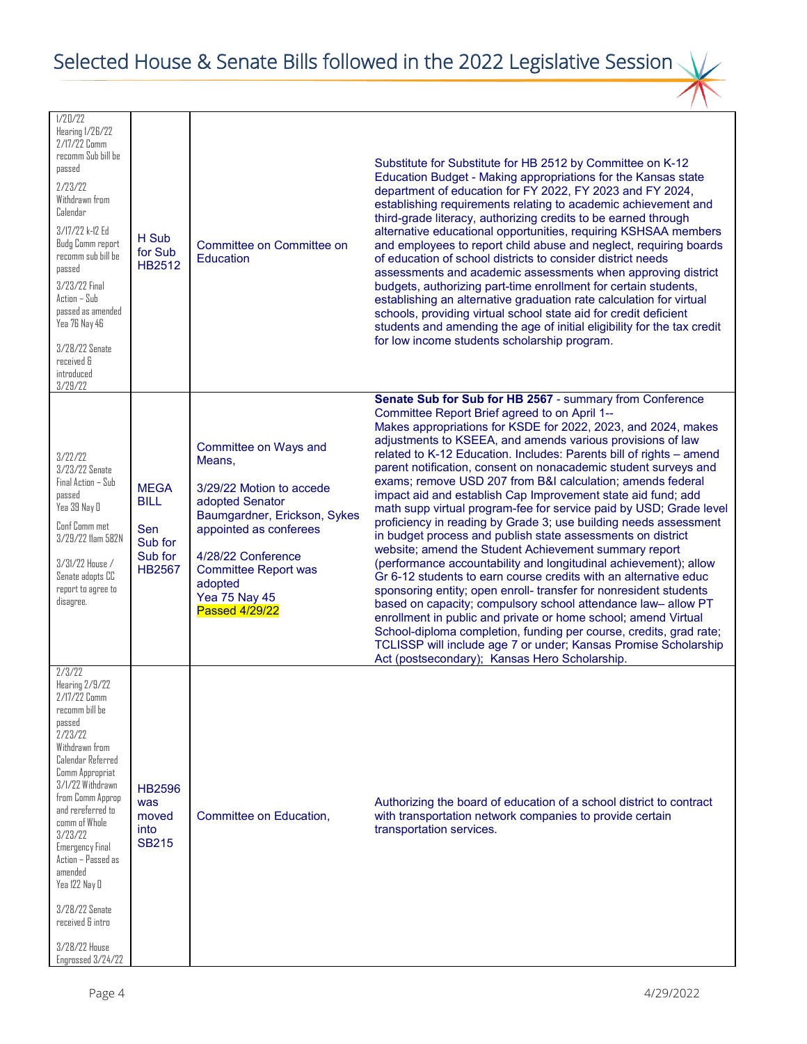# Selected House & Senate Bills followed in the 2022 Legislative Session

| | | | |
|---|---|---|---|
| 1/20/22<br>Hearing 1/26/22<br>2/17/22 Comm recomm Sub bill be passed<br>2/23/22 Withdrawn from Calendar<br>3/17/22 k-12 Ed Budg Comm report recomm sub bill be passed<br>3/23/22 Final Action – Sub passed as amended Yea 76 Nay 46<br>3/28/22 Senate received & introduced 3/29/22 | H Sub for Sub HB2512 | Committee on Committee on Education | Substitute for Substitute for HB 2512 by Committee on K-12 Education Budget - Making appropriations for the Kansas state department of education for FY 2022, FY 2023 and FY 2024, establishing requirements relating to academic achievement and third-grade literacy, authorizing credits to be earned through alternative educational opportunities, requiring KSHSAA members and employees to report child abuse and neglect, requiring boards of education of school districts to consider district needs assessments and academic assessments when approving district budgets, authorizing part-time enrollment for certain students, establishing an alternative graduation rate calculation for virtual schools, providing virtual school state aid for credit deficient students and amending the age of initial eligibility for the tax credit for low income students scholarship program. |
| 3/22/22<br>3/23/22 Senate Final Action – Sub passed Yea 39 Nay 0<br>Conf Comm met 3/29/22 11am 582N<br>3/31/22 House / Senate adopts CC report to agree to disagree. | MEGA BILL<br>Sen Sub for Sub for HB2567 | Committee on Ways and Means,<br>3/29/22 Motion to accede adopted Senator Baumgardner, Erickson, Sykes appointed as conferees<br>4/28/22 Conference Committee Report was adopted Yea 75 Nay 45 Passed 4/29/22 | **Senate Sub for Sub for HB 2567** - summary from Conference Committee Report Brief agreed to on April 1--<br>Makes appropriations for KSDE for 2022, 2023, and 2024, makes adjustments to KSEEA, and amends various provisions of law related to K-12 Education. Includes: Parents bill of rights – amend parent notification, consent on nonacademic student surveys and exams; remove USD 207 from B&I calculation; amends federal impact aid and establish Cap Improvement state aid fund; add math supp virtual program-fee for service paid by USD; Grade level proficiency in reading by Grade 3; use building needs assessment in budget process and publish state assessments on district website; amend the Student Achievement summary report (performance accountability and longitudinal achievement); allow Gr 6-12 students to earn course credits with an alternative educ sponsoring entity; open enroll- transfer for nonresident students based on capacity; compulsory school attendance law– allow PT enrollment in public and private or home school; amend Virtual School-diploma completion, funding per course, credits, grad rate; TCLISSP will include age 7 or under; Kansas Promise Scholarship Act (postsecondary); Kansas Hero Scholarship. |
| 2/3/22<br>Hearing 2/9/22<br>2/17/22 Comm recomm bill be passed<br>2/23/22 Withdrawn from Calendar Referred Comm Appropriat<br>3/1/22 Withdrawn from Comm Approp and rereferred to comm of Whole<br>3/23/22 Emergency Final Action – Passed as amended Yea 122 Nay 0<br>3/28/22 Senate received & intro<br>3/28/22 House Engrossed 3/24/22 | HB2596 was moved into SB215 | Committee on Education, | Authorizing the board of education of a school district to contract with transportation network companies to provide certain transportation services. |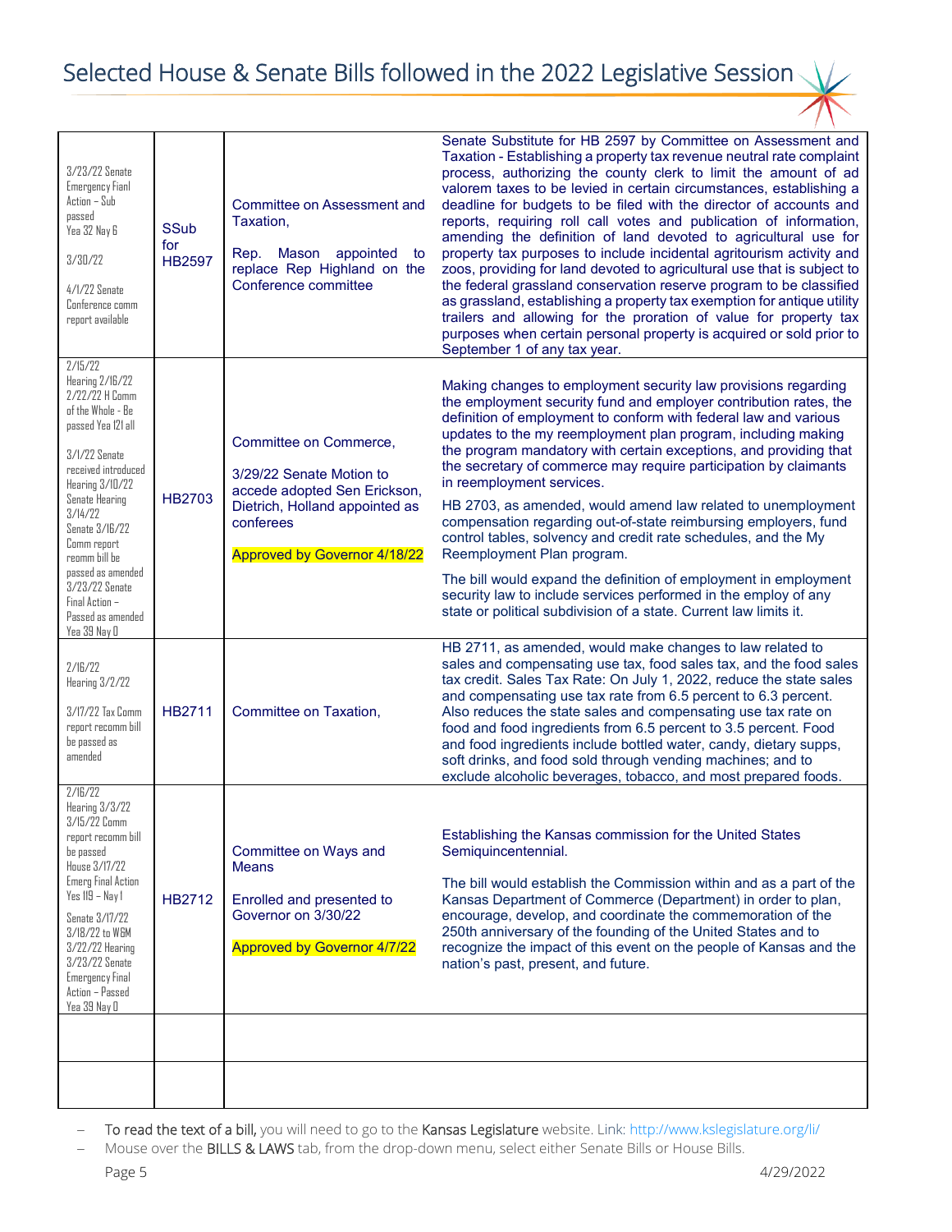# Selected House & Senate Bills followed in the 2022 Legislative Session

| | | | |
|---|---|---|---|
| 3/23/22 Senate Emergency Fianl Action – Sub passed Yea 32 Nay 6<br><br>3/30/22<br><br>4/1/22 Senate Conference comm report available | SSub for HB2597 | Committee on Assessment and Taxation,<br><br>Rep. Mason appointed to replace Rep Highland on the Conference committee | Senate Substitute for HB 2597 by Committee on Assessment and Taxation - Establishing a property tax revenue neutral rate complaint process, authorizing the county clerk to limit the amount of ad valorem taxes to be levied in certain circumstances, establishing a deadline for budgets to be filed with the director of accounts and reports, requiring roll call votes and publication of information, amending the definition of land devoted to agricultural use for property tax purposes to include incidental agritourism activity and zoos, providing for land devoted to agricultural use that is subject to the federal grassland conservation reserve program to be classified as grassland, establishing a property tax exemption for antique utility trailers and allowing for the proration of value for property tax purposes when certain personal property is acquired or sold prior to September 1 of any tax year. |
| 2/15/22<br>Hearing 2/16/22<br>2/22/22 H Comm of the Whole - Be passed Yea 121 all<br><br>3/1/22 Senate received introduced Hearing 3/10/22<br>Senate Hearing 3/14/22<br>Senate 3/16/22 Comm report recomm bill be passed as amended<br>3/23/22 Senate Final Action – Passed as amended Yea 39 Nay 0 | HB2703 | Committee on Commerce,<br><br>3/29/22 Senate Motion to accede adopted Sen Erickson, Dietrich, Holland appointed as conferees<br><br>Approved by Governor 4/18/22 | Making changes to employment security law provisions regarding the employment security fund and employer contribution rates, the definition of employment to conform with federal law and various updates to the my reemployment plan program, including making the program mandatory with certain exceptions, and providing that the secretary of commerce may require participation by claimants in reemployment services.<br><br>HB 2703, as amended, would amend law related to unemployment compensation regarding out-of-state reimbursing employers, fund control tables, solvency and credit rate schedules, and the My Reemployment Plan program.<br><br>The bill would expand the definition of employment in employment security law to include services performed in the employ of any state or political subdivision of a state. Current law limits it. |
| 2/16/22<br>Hearing 3/2/22<br><br>3/17/22 Tax Comm report recomm bill be passed as amended | HB2711 | Committee on Taxation, | HB 2711, as amended, would make changes to law related to sales and compensating use tax, food sales tax, and the food sales tax credit. Sales Tax Rate: On July 1, 2022, reduce the state sales and compensating use tax rate from 6.5 percent to 6.3 percent. Also reduces the state sales and compensating use tax rate on food and food ingredients from 6.5 percent to 3.5 percent. Food and food ingredients include bottled water, candy, dietary supps, soft drinks, and food sold through vending machines; and to exclude alcoholic beverages, tobacco, and most prepared foods. |
| 2/16/22<br>Hearing 3/3/22<br>3/15/22 Comm report recomm bill be passed<br>House 3/17/22 Emerg Final Action Yes 119 – Nay 1<br><br>Senate 3/17/22<br>3/18/22 to W&M<br>3/22/22 Hearing<br>3/23/22 Senate Emergency Final Action – Passed Yea 39 Nay 0 | HB2712 | Committee on Ways and Means<br><br>Enrolled and presented to Governor on 3/30/22<br><br>Approved by Governor 4/7/22 | Establishing the Kansas commission for the United States Semiquincentennial.<br><br>The bill would establish the Commission within and as a part of the Kansas Department of Commerce (Department) in order to plan, encourage, develop, and coordinate the commemoration of the 250th anniversary of the founding of the United States and to recognize the impact of this event on the people of Kansas and the nation's past, present, and future. |
| | | | |
| | | | |

- To read the text of a bill, you will need to go to the Kansas Legislature website. Link: http://www.kslegislature.org/li/
- Mouse over the BILLS & LAWS tab, from the drop-down menu, select either Senate Bills or House Bills.

4/29/2022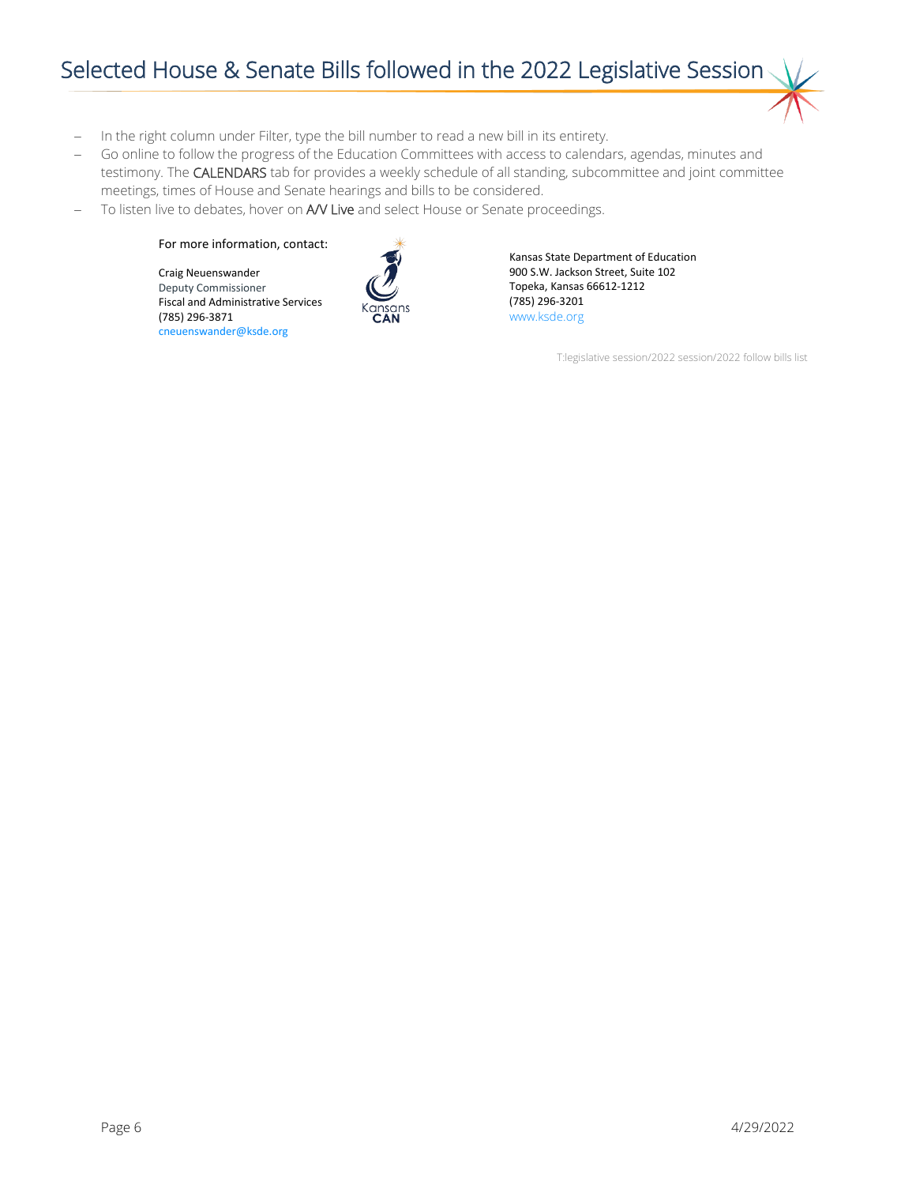- In the right column under Filter, type the bill number to read a new bill in its entirety.
- Go online to follow the progress of the Education Committees with access to calendars, agendas, minutes and testimony. The CALENDARS tab for provides a weekly schedule of all standing, subcommittee and joint committee meetings, times of House and Senate hearings and bills to be considered.
- To listen live to debates, hover on A/V Live and select House or Senate proceedings.

For more information, contact:

Craig Neuenswander
Deputy Commissioner
Fiscal and Administrative Services
(785) 296-3871
cneuenswander@ksde.org

Kansas State Department of Education
900 S.W. Jackson Street, Suite 102
Topeka, Kansas 66612-1212
(785) 296-3201
www.ksde.org

T:legislative session/2022 session/2022 follow bills list